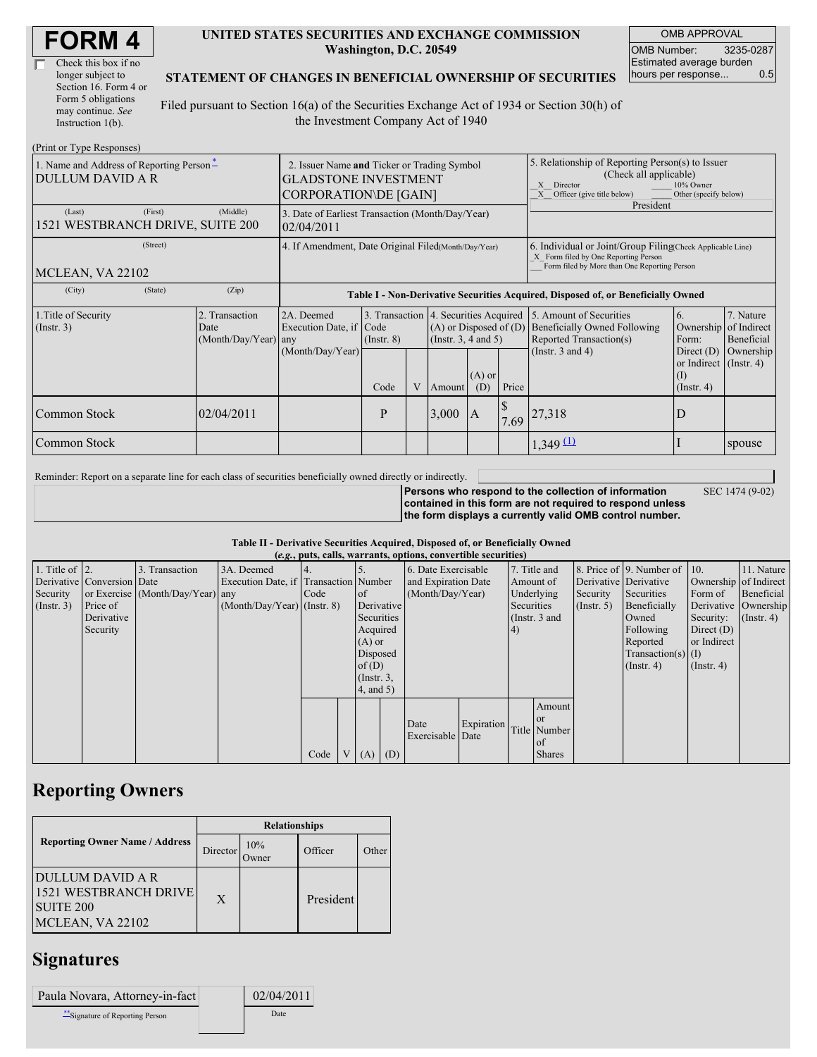# FORM 4

☐ Check this box if no longer subject to Section 16. Form 4 or Form 5 obligations may continue. *See* Instruction 1(b).

**UNITED STATES SECURITIES AND EXCHANGE COMMISSION**
**Washington, D.C. 20549**

**STATEMENT OF CHANGES IN BENEFICIAL OWNERSHIP OF SECURITIES**

Filed pursuant to Section 16(a) of the Securities Exchange Act of 1934 or Section 30(h) of the Investment Company Act of 1940

| OMB APPROVAL | |
|---|---|
| OMB Number: | 3235-0287 |
| Estimated average burden hours per response... | 0.5 |

(Print or Type Responses)

| 1. Name and Address of Reporting Person* | 2. Issuer Name and Ticker or Trading Symbol | 5. Relationship of Reporting Person(s) to Issuer (Check all applicable) |
|---|---|---|
| DULLUM DAVID A R | GLADSTONE INVESTMENT CORPORATION\DE [GAIN] | _X_ Director ___ 10% Owner _X_ Officer (give title below) ___ Other (specify below) President |
| (Last) (First) (Middle) 1521 WESTBRANCH DRIVE, SUITE 200 | 3. Date of Earliest Transaction (Month/Day/Year) 02/04/2011 | |
| (Street) MCLEAN, VA 22102 | 4. If Amendment, Date Original Filed(Month/Day/Year) | 6. Individual or Joint/Group Filing(Check Applicable Line) _X_ Form filed by One Reporting Person ___ Form filed by More than One Reporting Person |
| (City) (State) (Zip) | | |

**Table I - Non-Derivative Securities Acquired, Disposed of, or Beneficially Owned**

| 1.Title of Security (Instr. 3) | 2. Transaction Date (Month/Day/Year) | 2A. Deemed Execution Date, if any (Month/Day/Year) | 3. Transaction Code (Instr. 8) | | 4. Securities Acquired (A) or Disposed of (D) (Instr. 3, 4 and 5) | | | 5. Amount of Securities Beneficially Owned Following Reported Transaction(s) (Instr. 3 and 4) | 6. Ownership Form: Direct (D) or Indirect (I) (Instr. 4) | 7. Nature of Indirect Beneficial Ownership (Instr. 4) |
|---|---|---|---|---|---|---|---|---|---|---|
| | | | Code | V | Amount | (A) or (D) | Price | | | |
| Common Stock | 02/04/2011 | | P | | 3,000 | A | $ 7.69 | 27,318 | D | |
| Common Stock | | | | | | | | 1,349 (1) | I | spouse |

Reminder: Report on a separate line for each class of securities beneficially owned directly or indirectly.

**Persons who respond to the collection of information contained in this form are not required to respond unless the form displays a currently valid OMB control number.** SEC 1474 (9-02)

**Table II - Derivative Securities Acquired, Disposed of, or Beneficially Owned**
***(e.g., puts, calls, warrants, options, convertible securities)***

| 1. Title of Derivative Security (Instr. 3) | 2. Conversion or Exercise Price of Derivative Security | 3. Transaction Date (Month/Day/Year) | 3A. Deemed Execution Date, if any (Month/Day/Year) | 4. Transaction Code (Instr. 8) | | 5. Number of Derivative Securities Acquired (A) or Disposed of (D) (Instr. 3, 4, and 5) | | 6. Date Exercisable and Expiration Date (Month/Day/Year) | | 7. Title and Amount of Underlying Securities (Instr. 3 and 4) | | 8. Price of Derivative Security (Instr. 5) | 9. Number of Derivative Securities Beneficially Owned Following Reported Transaction(s) (Instr. 4) | 10. Ownership Form of Derivative Security: Direct (D) or Indirect (I) (Instr. 4) | 11. Nature of Indirect Beneficial Ownership (Instr. 4) |
|---|---|---|---|---|---|---|---|---|---|---|---|---|---|---|---|
| | | | | Code | V | (A) | (D) | Date Exercisable | Expiration Date | Title | Amount or Number of Shares | | | | |

## Reporting Owners

| Reporting Owner Name / Address | Relationships | | | |
|---|---|---|---|---|
| | Director | 10% Owner | Officer | Other |
| DULLUM DAVID A R 1521 WESTBRANCH DRIVE SUITE 200 MCLEAN, VA 22102 | X | | President | |

## Signatures

| Paula Novara, Attorney-in-fact | | 02/04/2011 |
|---|---|---|
| **Signature of Reporting Person | | Date |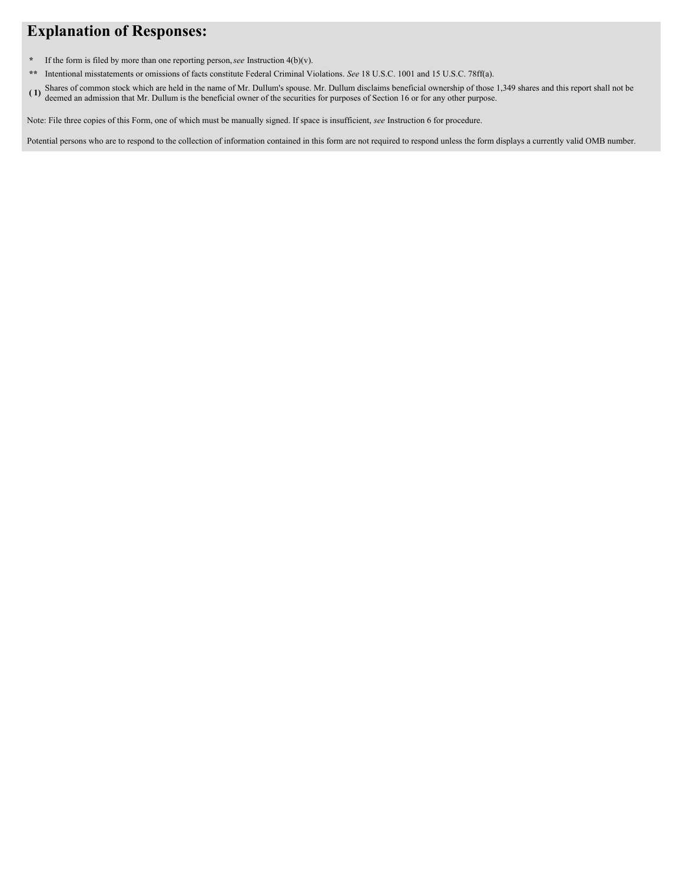# Explanation of Responses:

- \* If the form is filed by more than one reporting person, *see* Instruction 4(b)(v).
- \*\* Intentional misstatements or omissions of facts constitute Federal Criminal Violations. *See* 18 U.S.C. 1001 and 15 U.S.C. 78ff(a).
- **( 1)** Shares of common stock which are held in the name of Mr. Dullum's spouse. Mr. Dullum disclaims beneficial ownership of those 1,349 shares and this report shall not be deemed an admission that Mr. Dullum is the beneficial owner of the securities for purposes of Section 16 or for any other purpose.

Note: File three copies of this Form, one of which must be manually signed. If space is insufficient, *see* Instruction 6 for procedure.

Potential persons who are to respond to the collection of information contained in this form are not required to respond unless the form displays a currently valid OMB number.